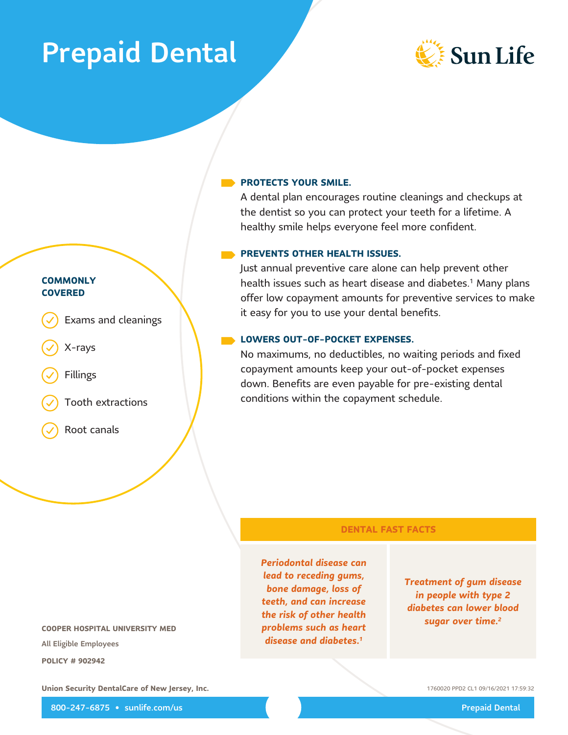# Prepaid Dental

Sun Life

### COMMONLY COVERED

- Exams and cleanings
- X-rays
- Fillings
- Tooth extractions
- Root canals

### PROTECTS YOUR SMILE.

A dental plan encourages routine cleanings and checkups at the dentist so you can protect your teeth for a lifetime. A healthy smile helps everyone feel more confident.

### PREVENTS OTHER HEALTH ISSUES.

Just annual preventive care alone can help prevent other health issues such as heart disease and diabetes.[1] Many plans offer low copayment amounts for preventive services to make it easy for you to use your dental benefits.

### LOWERS OUT-OF-POCKET EXPENSES.

No maximums, no deductibles, no waiting periods and fixed copayment amounts keep your out-of-pocket expenses down. Benefits are even payable for pre-existing dental conditions within the copayment schedule.

### DENTAL FAST FACTS

*Periodontal disease can lead to receding gums, bone damage, loss of teeth, and can increase the risk of other health problems such as heart disease and diabetes.[1]*

*Treatment of gum disease in people with type 2 diabetes can lower blood sugar over time.[2]*

**COOPER HOSPITAL UNIVERSITY MED**

All Eligible Employees

**POLICY # 902942**

**Union Security DentalCare of New Jersey, Inc.**

1760020 PPD2 CL1 09/16/2021 17:59:32

800-247-6875 • sunlife.com/us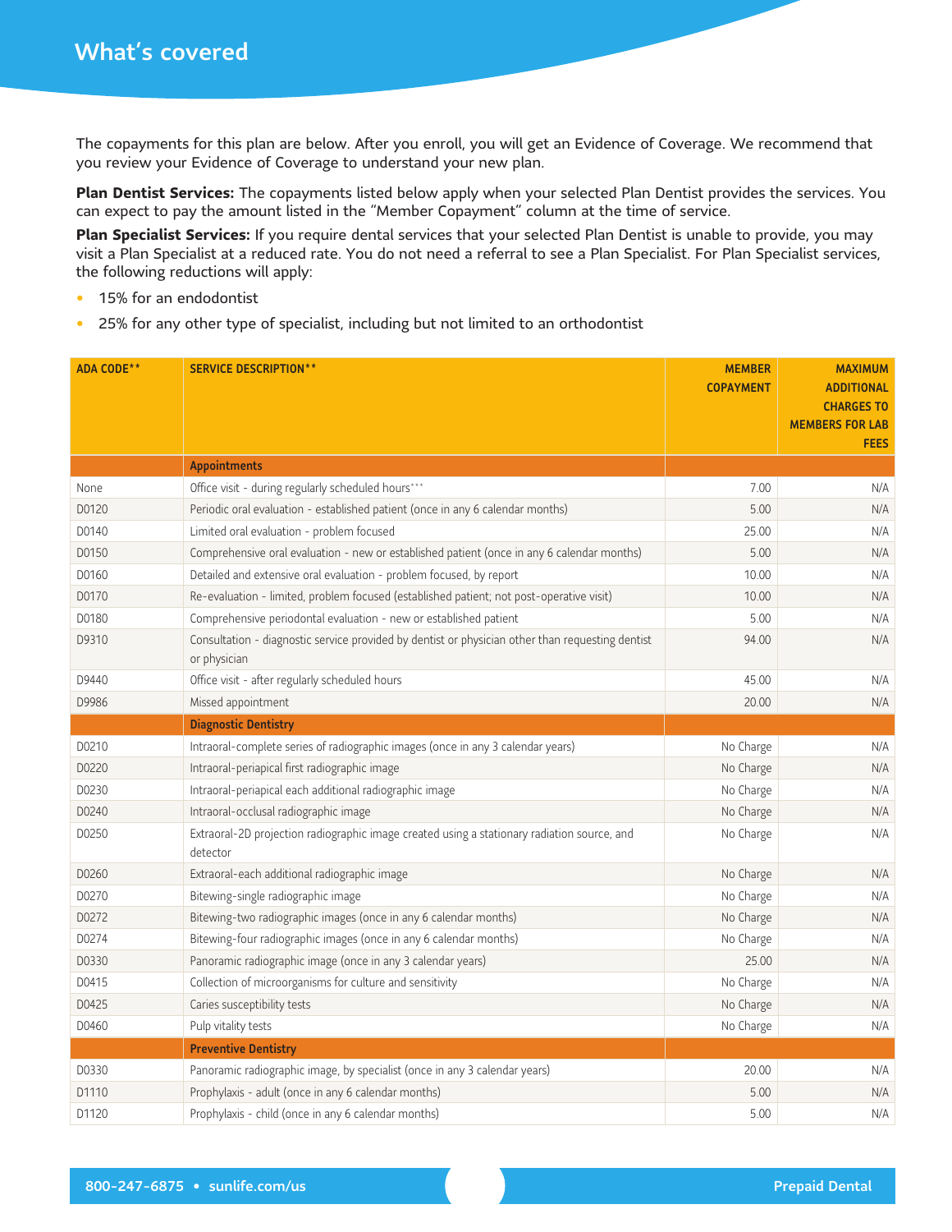# What's covered

The copayments for this plan are below. After you enroll, you will get an Evidence of Coverage. We recommend that you review your Evidence of Coverage to understand your new plan.

**Plan Dentist Services:** The copayments listed below apply when your selected Plan Dentist provides the services. You can expect to pay the amount listed in the "Member Copayment" column at the time of service.

**Plan Specialist Services:** If you require dental services that your selected Plan Dentist is unable to provide, you may visit a Plan Specialist at a reduced rate. You do not need a referral to see a Plan Specialist. For Plan Specialist services, the following reductions will apply:

- 15% for an endodontist
- 25% for any other type of specialist, including but not limited to an orthodontist

| ADA CODE** | SERVICE DESCRIPTION** | MEMBER COPAYMENT | MAXIMUM ADDITIONAL CHARGES TO MEMBERS FOR LAB FEES |
|---|---|---|---|
| | **Appointments** | | |
| None | Office visit - during regularly scheduled hours*** | 7.00 | N/A |
| D0120 | Periodic oral evaluation - established patient (once in any 6 calendar months) | 5.00 | N/A |
| D0140 | Limited oral evaluation - problem focused | 25.00 | N/A |
| D0150 | Comprehensive oral evaluation - new or established patient (once in any 6 calendar months) | 5.00 | N/A |
| D0160 | Detailed and extensive oral evaluation - problem focused, by report | 10.00 | N/A |
| D0170 | Re-evaluation - limited, problem focused (established patient; not post-operative visit) | 10.00 | N/A |
| D0180 | Comprehensive periodontal evaluation - new or established patient | 5.00 | N/A |
| D9310 | Consultation - diagnostic service provided by dentist or physician other than requesting dentist or physician | 94.00 | N/A |
| D9440 | Office visit - after regularly scheduled hours | 45.00 | N/A |
| D9986 | Missed appointment | 20.00 | N/A |
| | **Diagnostic Dentistry** | | |
| D0210 | Intraoral-complete series of radiographic images (once in any 3 calendar years) | No Charge | N/A |
| D0220 | Intraoral-periapical first radiographic image | No Charge | N/A |
| D0230 | Intraoral-periapical each additional radiographic image | No Charge | N/A |
| D0240 | Intraoral-occlusal radiographic image | No Charge | N/A |
| D0250 | Extraoral-2D projection radiographic image created using a stationary radiation source, and detector | No Charge | N/A |
| D0260 | Extraoral-each additional radiographic image | No Charge | N/A |
| D0270 | Bitewing-single radiographic image | No Charge | N/A |
| D0272 | Bitewing-two radiographic images (once in any 6 calendar months) | No Charge | N/A |
| D0274 | Bitewing-four radiographic images (once in any 6 calendar months) | No Charge | N/A |
| D0330 | Panoramic radiographic image (once in any 3 calendar years) | 25.00 | N/A |
| D0415 | Collection of microorganisms for culture and sensitivity | No Charge | N/A |
| D0425 | Caries susceptibility tests | No Charge | N/A |
| D0460 | Pulp vitality tests | No Charge | N/A |
| | **Preventive Dentistry** | | |
| D0330 | Panoramic radiographic image, by specialist (once in any 3 calendar years) | 20.00 | N/A |
| D1110 | Prophylaxis - adult (once in any 6 calendar months) | 5.00 | N/A |
| D1120 | Prophylaxis - child (once in any 6 calendar months) | 5.00 | N/A |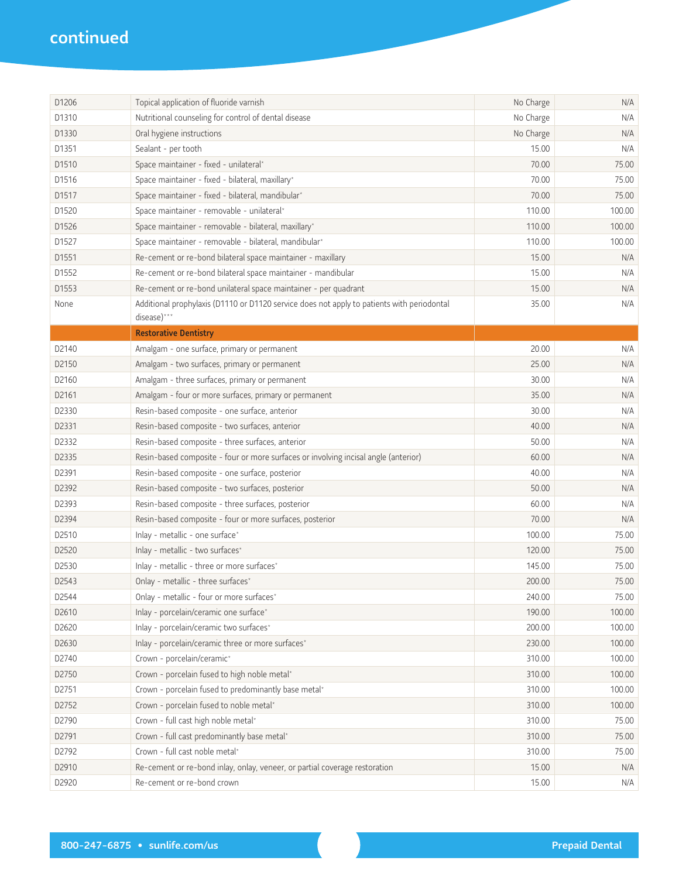continued

| | | | |
|---|---|---|---|
| D1206 | Topical application of fluoride varnish | No Charge | N/A |
| D1310 | Nutritional counseling for control of dental disease | No Charge | N/A |
| D1330 | Oral hygiene instructions | No Charge | N/A |
| D1351 | Sealant - per tooth | 15.00 | N/A |
| D1510 | Space maintainer - fixed - unilateral* | 70.00 | 75.00 |
| D1516 | Space maintainer - fixed - bilateral, maxillary* | 70.00 | 75.00 |
| D1517 | Space maintainer - fixed - bilateral, mandibular* | 70.00 | 75.00 |
| D1520 | Space maintainer - removable - unilateral* | 110.00 | 100.00 |
| D1526 | Space maintainer - removable - bilateral, maxillary* | 110.00 | 100.00 |
| D1527 | Space maintainer - removable - bilateral, mandibular* | 110.00 | 100.00 |
| D1551 | Re-cement or re-bond bilateral space maintainer - maxillary | 15.00 | N/A |
| D1552 | Re-cement or re-bond bilateral space maintainer - mandibular | 15.00 | N/A |
| D1553 | Re-cement or re-bond unilateral space maintainer - per quadrant | 15.00 | N/A |
| None | Additional prophylaxis (D1110 or D1120 service does not apply to patients with periodontal disease)*** | 35.00 | N/A |
| | **Restorative Dentistry** | | |
| D2140 | Amalgam - one surface, primary or permanent | 20.00 | N/A |
| D2150 | Amalgam - two surfaces, primary or permanent | 25.00 | N/A |
| D2160 | Amalgam - three surfaces, primary or permanent | 30.00 | N/A |
| D2161 | Amalgam - four or more surfaces, primary or permanent | 35.00 | N/A |
| D2330 | Resin-based composite - one surface, anterior | 30.00 | N/A |
| D2331 | Resin-based composite - two surfaces, anterior | 40.00 | N/A |
| D2332 | Resin-based composite - three surfaces, anterior | 50.00 | N/A |
| D2335 | Resin-based composite - four or more surfaces or involving incisal angle (anterior) | 60.00 | N/A |
| D2391 | Resin-based composite - one surface, posterior | 40.00 | N/A |
| D2392 | Resin-based composite - two surfaces, posterior | 50.00 | N/A |
| D2393 | Resin-based composite - three surfaces, posterior | 60.00 | N/A |
| D2394 | Resin-based composite - four or more surfaces, posterior | 70.00 | N/A |
| D2510 | Inlay - metallic - one surface* | 100.00 | 75.00 |
| D2520 | Inlay - metallic - two surfaces* | 120.00 | 75.00 |
| D2530 | Inlay - metallic - three or more surfaces* | 145.00 | 75.00 |
| D2543 | Onlay - metallic - three surfaces* | 200.00 | 75.00 |
| D2544 | Onlay - metallic - four or more surfaces* | 240.00 | 75.00 |
| D2610 | Inlay - porcelain/ceramic one surface* | 190.00 | 100.00 |
| D2620 | Inlay - porcelain/ceramic two surfaces* | 200.00 | 100.00 |
| D2630 | Inlay - porcelain/ceramic three or more surfaces* | 230.00 | 100.00 |
| D2740 | Crown - porcelain/ceramic* | 310.00 | 100.00 |
| D2750 | Crown - porcelain fused to high noble metal* | 310.00 | 100.00 |
| D2751 | Crown - porcelain fused to predominantly base metal* | 310.00 | 100.00 |
| D2752 | Crown - porcelain fused to noble metal* | 310.00 | 100.00 |
| D2790 | Crown - full cast high noble metal* | 310.00 | 75.00 |
| D2791 | Crown - full cast predominantly base metal* | 310.00 | 75.00 |
| D2792 | Crown - full cast noble metal* | 310.00 | 75.00 |
| D2910 | Re-cement or re-bond inlay, onlay, veneer, or partial coverage restoration | 15.00 | N/A |
| D2920 | Re-cement or re-bond crown | 15.00 | N/A |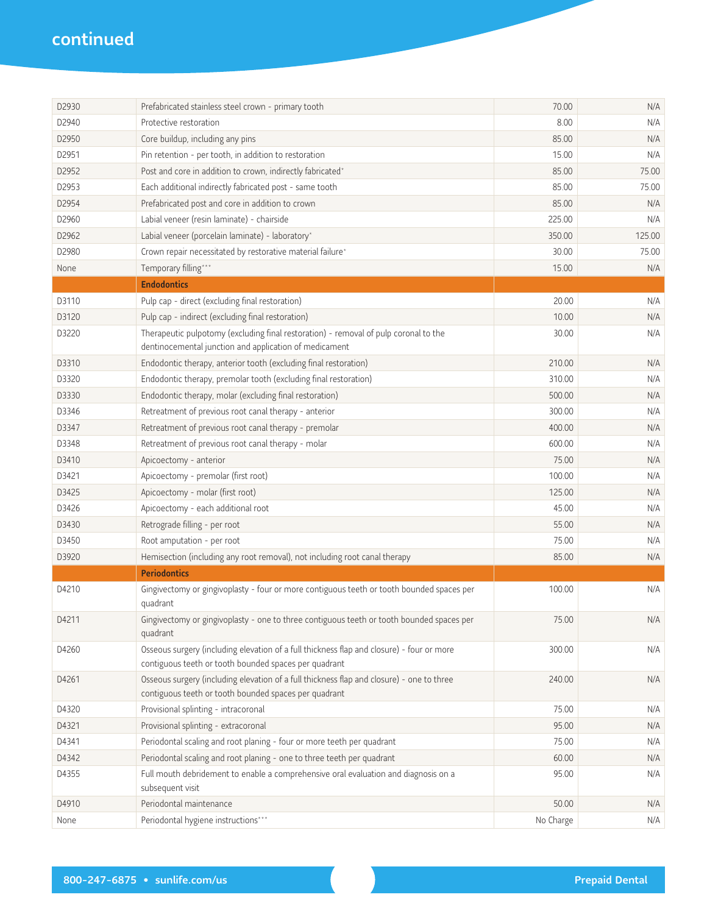## continued

| | | | |
|---|---|---|---|
| D2930 | Prefabricated stainless steel crown - primary tooth | 70.00 | N/A |
| D2940 | Protective restoration | 8.00 | N/A |
| D2950 | Core buildup, including any pins | 85.00 | N/A |
| D2951 | Pin retention - per tooth, in addition to restoration | 15.00 | N/A |
| D2952 | Post and core in addition to crown, indirectly fabricated* | 85.00 | 75.00 |
| D2953 | Each additional indirectly fabricated post - same tooth | 85.00 | 75.00 |
| D2954 | Prefabricated post and core in addition to crown | 85.00 | N/A |
| D2960 | Labial veneer (resin laminate) - chairside | 225.00 | N/A |
| D2962 | Labial veneer (porcelain laminate) - laboratory* | 350.00 | 125.00 |
| D2980 | Crown repair necessitated by restorative material failure* | 30.00 | 75.00 |
| None | Temporary filling*** | 15.00 | N/A |
| | **Endodontics** | | |
| D3110 | Pulp cap - direct (excluding final restoration) | 20.00 | N/A |
| D3120 | Pulp cap - indirect (excluding final restoration) | 10.00 | N/A |
| D3220 | Therapeutic pulpotomy (excluding final restoration) - removal of pulp coronal to the dentinocemental junction and application of medicament | 30.00 | N/A |
| D3310 | Endodontic therapy, anterior tooth (excluding final restoration) | 210.00 | N/A |
| D3320 | Endodontic therapy, premolar tooth (excluding final restoration) | 310.00 | N/A |
| D3330 | Endodontic therapy, molar (excluding final restoration) | 500.00 | N/A |
| D3346 | Retreatment of previous root canal therapy - anterior | 300.00 | N/A |
| D3347 | Retreatment of previous root canal therapy - premolar | 400.00 | N/A |
| D3348 | Retreatment of previous root canal therapy - molar | 600.00 | N/A |
| D3410 | Apicoectomy - anterior | 75.00 | N/A |
| D3421 | Apicoectomy - premolar (first root) | 100.00 | N/A |
| D3425 | Apicoectomy - molar (first root) | 125.00 | N/A |
| D3426 | Apicoectomy - each additional root | 45.00 | N/A |
| D3430 | Retrograde filling - per root | 55.00 | N/A |
| D3450 | Root amputation - per root | 75.00 | N/A |
| D3920 | Hemisection (including any root removal), not including root canal therapy | 85.00 | N/A |
| | **Periodontics** | | |
| D4210 | Gingivectomy or gingivoplasty - four or more contiguous teeth or tooth bounded spaces per quadrant | 100.00 | N/A |
| D4211 | Gingivectomy or gingivoplasty - one to three contiguous teeth or tooth bounded spaces per quadrant | 75.00 | N/A |
| D4260 | Osseous surgery (including elevation of a full thickness flap and closure) - four or more contiguous teeth or tooth bounded spaces per quadrant | 300.00 | N/A |
| D4261 | Osseous surgery (including elevation of a full thickness flap and closure) - one to three contiguous teeth or tooth bounded spaces per quadrant | 240.00 | N/A |
| D4320 | Provisional splinting - intracoronal | 75.00 | N/A |
| D4321 | Provisional splinting - extracoronal | 95.00 | N/A |
| D4341 | Periodontal scaling and root planing - four or more teeth per quadrant | 75.00 | N/A |
| D4342 | Periodontal scaling and root planing - one to three teeth per quadrant | 60.00 | N/A |
| D4355 | Full mouth debridement to enable a comprehensive oral evaluation and diagnosis on a subsequent visit | 95.00 | N/A |
| D4910 | Periodontal maintenance | 50.00 | N/A |
| None | Periodontal hygiene instructions*** | No Charge | N/A |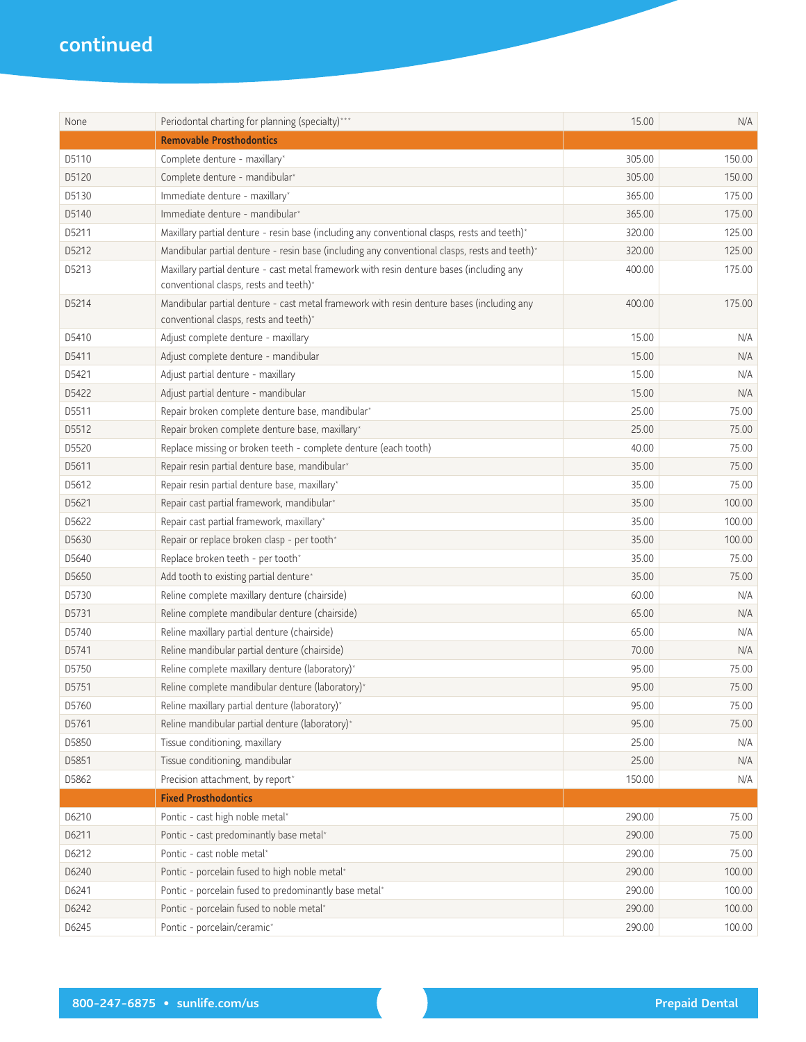## continued

| | | | |
|---|---|---|---|
| None | Periodontal charting for planning (specialty)*** | 15.00 | N/A |
| | **Removable Prosthodontics** | | |
| D5110 | Complete denture - maxillary* | 305.00 | 150.00 |
| D5120 | Complete denture - mandibular* | 305.00 | 150.00 |
| D5130 | Immediate denture - maxillary* | 365.00 | 175.00 |
| D5140 | Immediate denture - mandibular* | 365.00 | 175.00 |
| D5211 | Maxillary partial denture - resin base (including any conventional clasps, rests and teeth)* | 320.00 | 125.00 |
| D5212 | Mandibular partial denture - resin base (including any conventional clasps, rests and teeth)* | 320.00 | 125.00 |
| D5213 | Maxillary partial denture - cast metal framework with resin denture bases (including any conventional clasps, rests and teeth)* | 400.00 | 175.00 |
| D5214 | Mandibular partial denture - cast metal framework with resin denture bases (including any conventional clasps, rests and teeth)* | 400.00 | 175.00 |
| D5410 | Adjust complete denture - maxillary | 15.00 | N/A |
| D5411 | Adjust complete denture - mandibular | 15.00 | N/A |
| D5421 | Adjust partial denture - maxillary | 15.00 | N/A |
| D5422 | Adjust partial denture - mandibular | 15.00 | N/A |
| D5511 | Repair broken complete denture base, mandibular* | 25.00 | 75.00 |
| D5512 | Repair broken complete denture base, maxillary* | 25.00 | 75.00 |
| D5520 | Replace missing or broken teeth - complete denture (each tooth) | 40.00 | 75.00 |
| D5611 | Repair resin partial denture base, mandibular* | 35.00 | 75.00 |
| D5612 | Repair resin partial denture base, maxillary* | 35.00 | 75.00 |
| D5621 | Repair cast partial framework, mandibular* | 35.00 | 100.00 |
| D5622 | Repair cast partial framework, maxillary* | 35.00 | 100.00 |
| D5630 | Repair or replace broken clasp - per tooth* | 35.00 | 100.00 |
| D5640 | Replace broken teeth - per tooth* | 35.00 | 75.00 |
| D5650 | Add tooth to existing partial denture* | 35.00 | 75.00 |
| D5730 | Reline complete maxillary denture (chairside) | 60.00 | N/A |
| D5731 | Reline complete mandibular denture (chairside) | 65.00 | N/A |
| D5740 | Reline maxillary partial denture (chairside) | 65.00 | N/A |
| D5741 | Reline mandibular partial denture (chairside) | 70.00 | N/A |
| D5750 | Reline complete maxillary denture (laboratory)* | 95.00 | 75.00 |
| D5751 | Reline complete mandibular denture (laboratory)* | 95.00 | 75.00 |
| D5760 | Reline maxillary partial denture (laboratory)* | 95.00 | 75.00 |
| D5761 | Reline mandibular partial denture (laboratory)* | 95.00 | 75.00 |
| D5850 | Tissue conditioning, maxillary | 25.00 | N/A |
| D5851 | Tissue conditioning, mandibular | 25.00 | N/A |
| D5862 | Precision attachment, by report* | 150.00 | N/A |
| | **Fixed Prosthodontics** | | |
| D6210 | Pontic - cast high noble metal* | 290.00 | 75.00 |
| D6211 | Pontic - cast predominantly base metal* | 290.00 | 75.00 |
| D6212 | Pontic - cast noble metal* | 290.00 | 75.00 |
| D6240 | Pontic - porcelain fused to high noble metal* | 290.00 | 100.00 |
| D6241 | Pontic - porcelain fused to predominantly base metal* | 290.00 | 100.00 |
| D6242 | Pontic - porcelain fused to noble metal* | 290.00 | 100.00 |
| D6245 | Pontic - porcelain/ceramic* | 290.00 | 100.00 |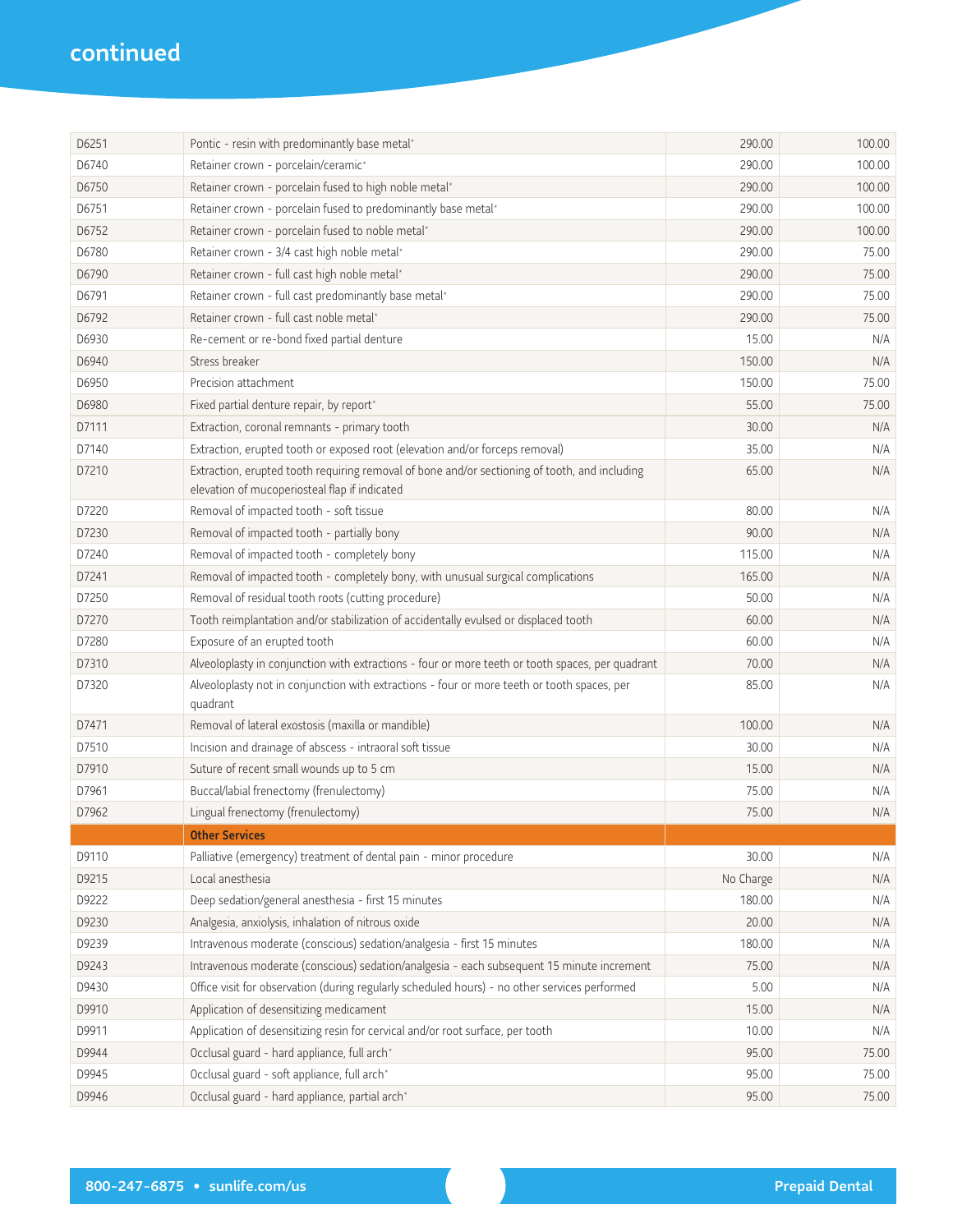## continued

| | | | |
|---|---|---|---|
| D6251 | Pontic - resin with predominantly base metal* | 290.00 | 100.00 |
| D6740 | Retainer crown - porcelain/ceramic* | 290.00 | 100.00 |
| D6750 | Retainer crown - porcelain fused to high noble metal* | 290.00 | 100.00 |
| D6751 | Retainer crown - porcelain fused to predominantly base metal* | 290.00 | 100.00 |
| D6752 | Retainer crown - porcelain fused to noble metal* | 290.00 | 100.00 |
| D6780 | Retainer crown - 3/4 cast high noble metal* | 290.00 | 75.00 |
| D6790 | Retainer crown - full cast high noble metal* | 290.00 | 75.00 |
| D6791 | Retainer crown - full cast predominantly base metal* | 290.00 | 75.00 |
| D6792 | Retainer crown - full cast noble metal* | 290.00 | 75.00 |
| D6930 | Re-cement or re-bond fixed partial denture | 15.00 | N/A |
| D6940 | Stress breaker | 150.00 | N/A |
| D6950 | Precision attachment | 150.00 | 75.00 |
| D6980 | Fixed partial denture repair, by report* | 55.00 | 75.00 |
| D7111 | Extraction, coronal remnants - primary tooth | 30.00 | N/A |
| D7140 | Extraction, erupted tooth or exposed root (elevation and/or forceps removal) | 35.00 | N/A |
| D7210 | Extraction, erupted tooth requiring removal of bone and/or sectioning of tooth, and including elevation of mucoperiosteal flap if indicated | 65.00 | N/A |
| D7220 | Removal of impacted tooth - soft tissue | 80.00 | N/A |
| D7230 | Removal of impacted tooth - partially bony | 90.00 | N/A |
| D7240 | Removal of impacted tooth - completely bony | 115.00 | N/A |
| D7241 | Removal of impacted tooth - completely bony, with unusual surgical complications | 165.00 | N/A |
| D7250 | Removal of residual tooth roots (cutting procedure) | 50.00 | N/A |
| D7270 | Tooth reimplantation and/or stabilization of accidentally evulsed or displaced tooth | 60.00 | N/A |
| D7280 | Exposure of an erupted tooth | 60.00 | N/A |
| D7310 | Alveoloplasty in conjunction with extractions - four or more teeth or tooth spaces, per quadrant | 70.00 | N/A |
| D7320 | Alveoloplasty not in conjunction with extractions - four or more teeth or tooth spaces, per quadrant | 85.00 | N/A |
| D7471 | Removal of lateral exostosis (maxilla or mandible) | 100.00 | N/A |
| D7510 | Incision and drainage of abscess - intraoral soft tissue | 30.00 | N/A |
| D7910 | Suture of recent small wounds up to 5 cm | 15.00 | N/A |
| D7961 | Buccal/labial frenectomy (frenulectomy) | 75.00 | N/A |
| D7962 | Lingual frenectomy (frenulectomy) | 75.00 | N/A |
| | **Other Services** | | |
| D9110 | Palliative (emergency) treatment of dental pain - minor procedure | 30.00 | N/A |
| D9215 | Local anesthesia | No Charge | N/A |
| D9222 | Deep sedation/general anesthesia - first 15 minutes | 180.00 | N/A |
| D9230 | Analgesia, anxiolysis, inhalation of nitrous oxide | 20.00 | N/A |
| D9239 | Intravenous moderate (conscious) sedation/analgesia - first 15 minutes | 180.00 | N/A |
| D9243 | Intravenous moderate (conscious) sedation/analgesia - each subsequent 15 minute increment | 75.00 | N/A |
| D9430 | Office visit for observation (during regularly scheduled hours) - no other services performed | 5.00 | N/A |
| D9910 | Application of desensitizing medicament | 15.00 | N/A |
| D9911 | Application of desensitizing resin for cervical and/or root surface, per tooth | 10.00 | N/A |
| D9944 | Occlusal guard - hard appliance, full arch* | 95.00 | 75.00 |
| D9945 | Occlusal guard - soft appliance, full arch* | 95.00 | 75.00 |
| D9946 | Occlusal guard - hard appliance, partial arch* | 95.00 | 75.00 |

800-247-6875 • sunlife.com/us

Prepaid Dental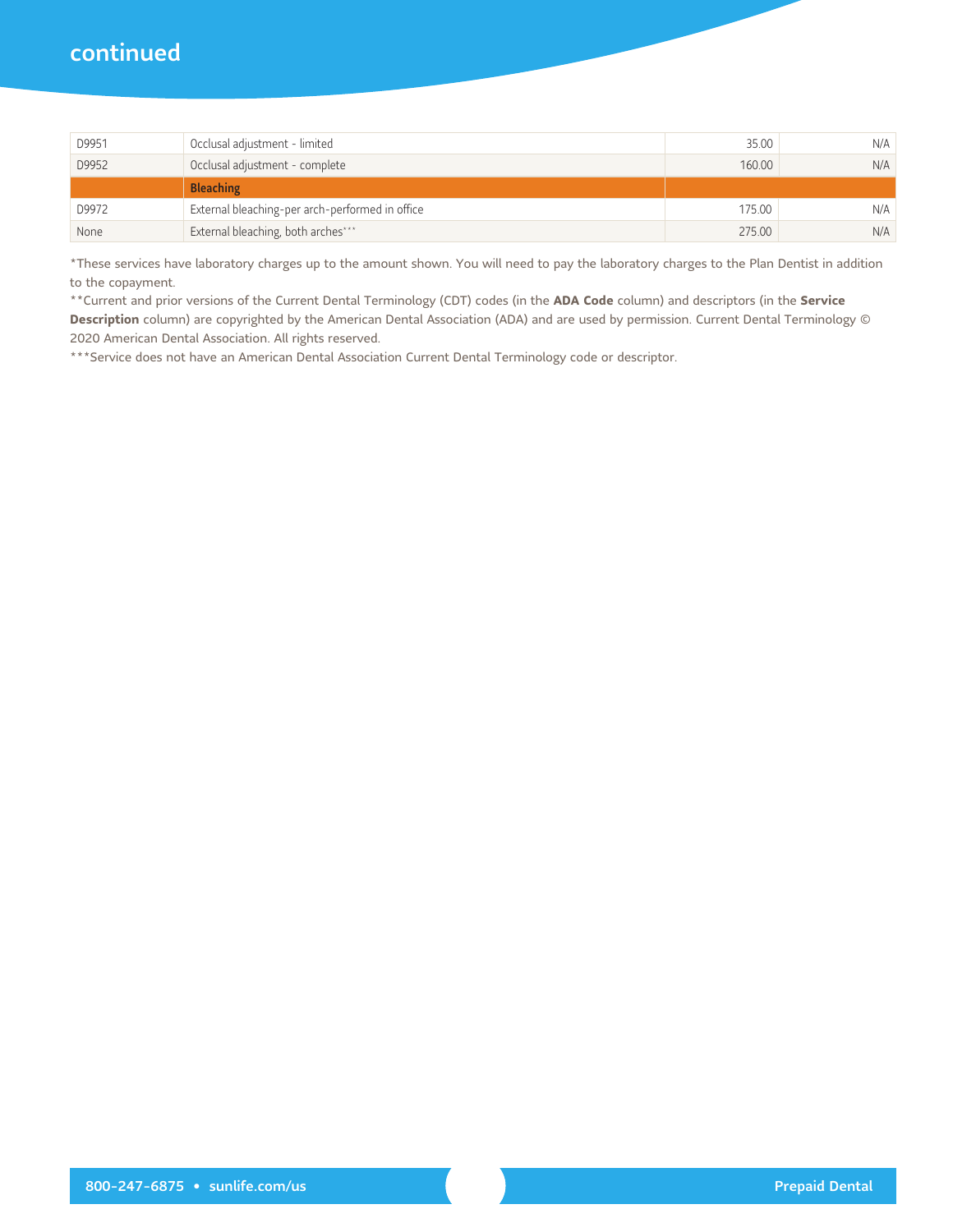## continued

| | | | |
|---|---|---|---|
| D9951 | Occlusal adjustment - limited | 35.00 | N/A |
| D9952 | Occlusal adjustment - complete | 160.00 | N/A |
| | **Bleaching** | | |
| D9972 | External bleaching-per arch-performed in office | 175.00 | N/A |
| None | External bleaching, both arches*** | 275.00 | N/A |

*These services have laboratory charges up to the amount shown. You will need to pay the laboratory charges to the Plan Dentist in addition to the copayment.

**Current and prior versions of the Current Dental Terminology (CDT) codes (in the **ADA Code** column) and descriptors (in the **Service Description** column) are copyrighted by the American Dental Association (ADA) and are used by permission. Current Dental Terminology © 2020 American Dental Association. All rights reserved.

***Service does not have an American Dental Association Current Dental Terminology code or descriptor.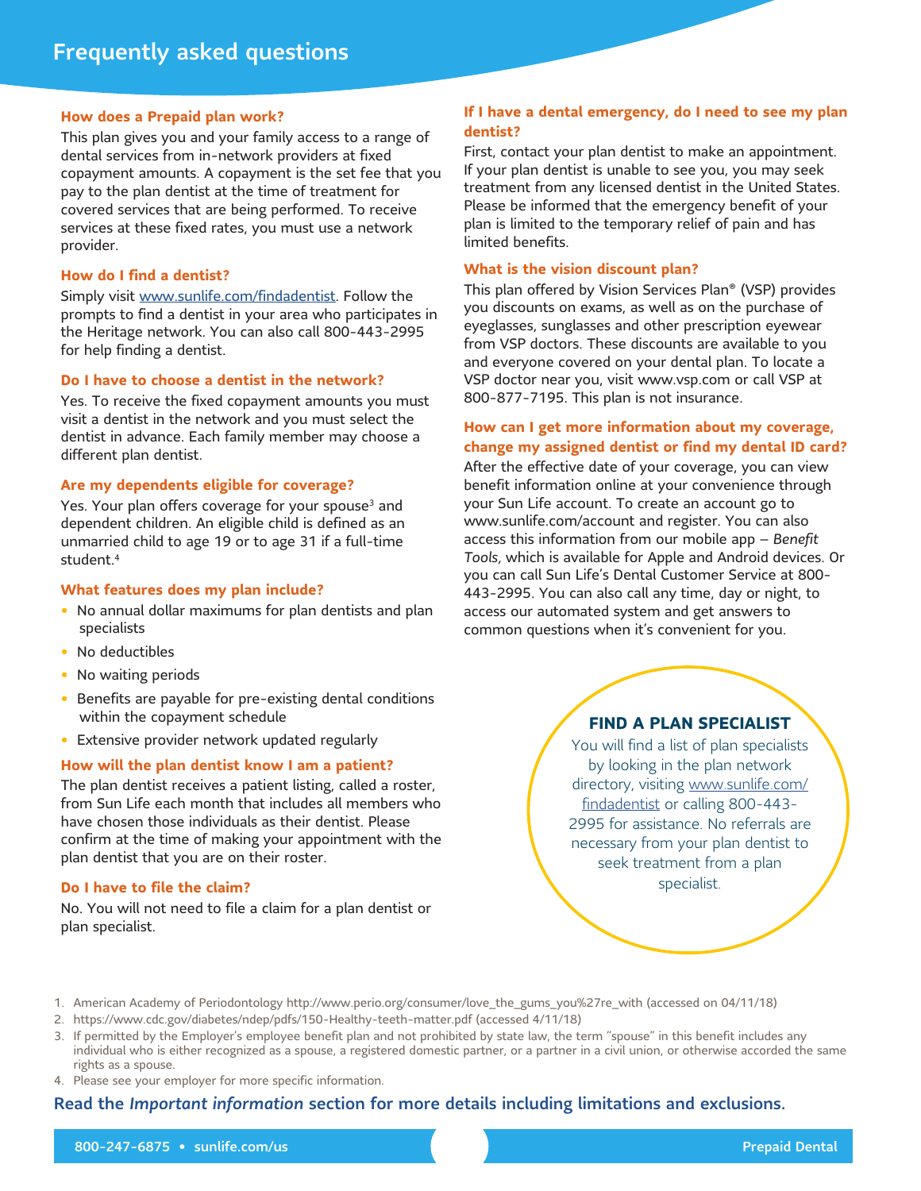## Frequently asked questions

### How does a Prepaid plan work?

This plan gives you and your family access to a range of dental services from in-network providers at fixed copayment amounts. A copayment is the set fee that you pay to the plan dentist at the time of treatment for covered services that are being performed. To receive services at these fixed rates, you must use a network provider.

### How do I find a dentist?

Simply visit www.sunlife.com/findadentist. Follow the prompts to find a dentist in your area who participates in the Heritage network. You can also call 800-443-2995 for help finding a dentist.

### Do I have to choose a dentist in the network?

Yes. To receive the fixed copayment amounts you must visit a dentist in the network and you must select the dentist in advance. Each family member may choose a different plan dentist.

### Are my dependents eligible for coverage?

Yes. Your plan offers coverage for your spouse[3] and dependent children. An eligible child is defined as an unmarried child to age 19 or to age 31 if a full-time student.[4]

### What features does my plan include?

- No annual dollar maximums for plan dentists and plan specialists
- No deductibles
- No waiting periods
- Benefits are payable for pre-existing dental conditions within the copayment schedule
- Extensive provider network updated regularly

### How will the plan dentist know I am a patient?

The plan dentist receives a patient listing, called a roster, from Sun Life each month that includes all members who have chosen those individuals as their dentist. Please confirm at the time of making your appointment with the plan dentist that you are on their roster.

### Do I have to file the claim?

No. You will not need to file a claim for a plan dentist or plan specialist.

### If I have a dental emergency, do I need to see my plan dentist?

First, contact your plan dentist to make an appointment. If your plan dentist is unable to see you, you may seek treatment from any licensed dentist in the United States. Please be informed that the emergency benefit of your plan is limited to the temporary relief of pain and has limited benefits.

### What is the vision discount plan?

This plan offered by Vision Services Plan® (VSP) provides you discounts on exams, as well as on the purchase of eyeglasses, sunglasses and other prescription eyewear from VSP doctors. These discounts are available to you and everyone covered on your dental plan. To locate a VSP doctor near you, visit www.vsp.com or call VSP at 800-877-7195. This plan is not insurance.

### How can I get more information about my coverage, change my assigned dentist or find my dental ID card?

After the effective date of your coverage, you can view benefit information online at your convenience through your Sun Life account. To create an account go to www.sunlife.com/account and register. You can also access this information from our mobile app – *Benefit Tools*, which is available for Apple and Android devices. Or you can call Sun Life's Dental Customer Service at 800-443-2995. You can also call any time, day or night, to access our automated system and get answers to common questions when it's convenient for you.

**FIND A PLAN SPECIALIST**

You will find a list of plan specialists by looking in the plan network directory, visiting www.sunlife.com/findadentist or calling 800-443-2995 for assistance. No referrals are necessary from your plan dentist to seek treatment from a plan specialist.

1. American Academy of Periodontology http://www.perio.org/consumer/love_the_gums_you%27re_with (accessed on 04/11/18)
2. https://www.cdc.gov/diabetes/ndep/pdfs/150-Healthy-teeth-matter.pdf (accessed 4/11/18)
3. If permitted by the Employer's employee benefit plan and not prohibited by state law, the term "spouse" in this benefit includes any individual who is either recognized as a spouse, a registered domestic partner, or a partner in a civil union, or otherwise accorded the same rights as a spouse.
4. Please see your employer for more specific information.

**Read the *Important information* section for more details including limitations and exclusions.**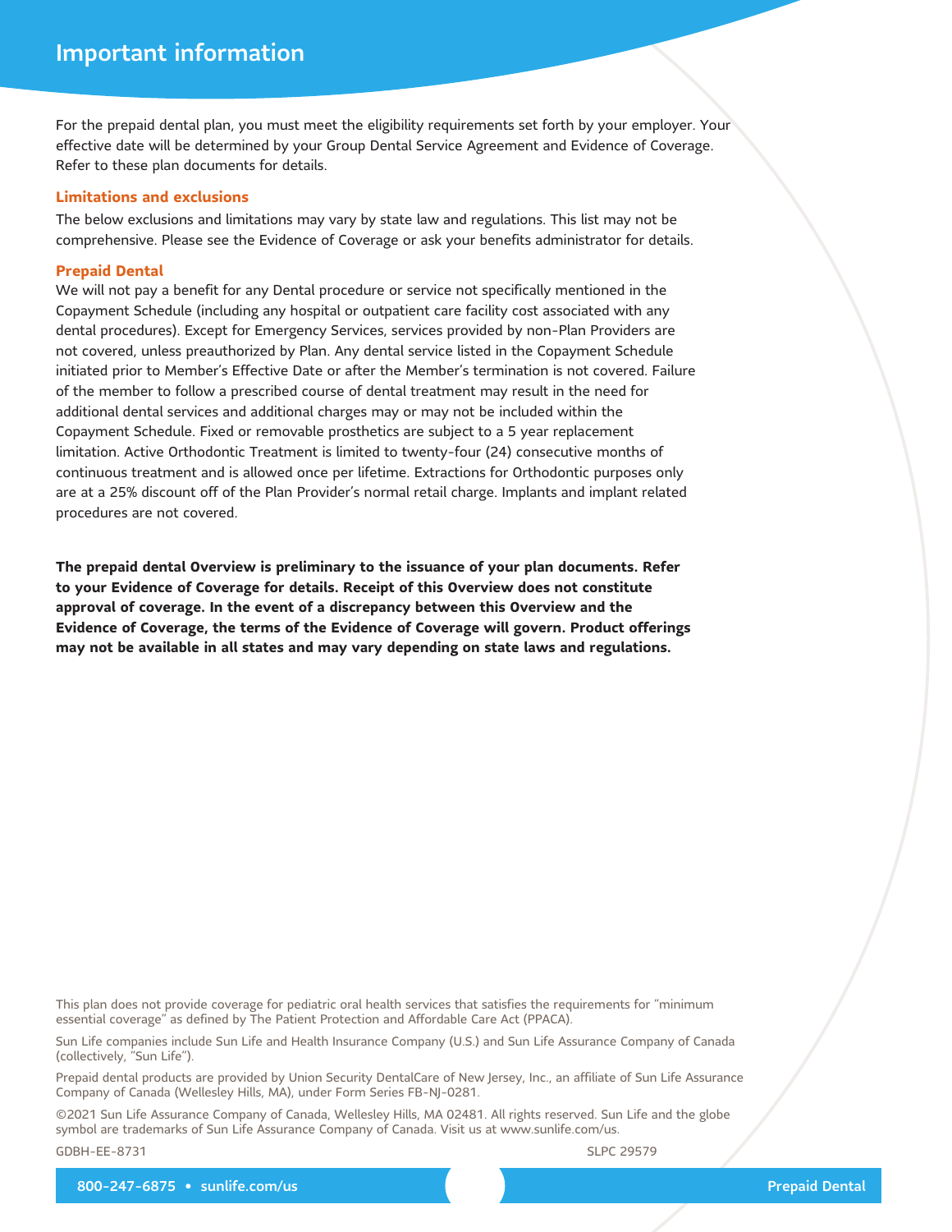# Important information

For the prepaid dental plan, you must meet the eligibility requirements set forth by your employer. Your effective date will be determined by your Group Dental Service Agreement and Evidence of Coverage. Refer to these plan documents for details.

### Limitations and exclusions

The below exclusions and limitations may vary by state law and regulations. This list may not be comprehensive. Please see the Evidence of Coverage or ask your benefits administrator for details.

### Prepaid Dental

We will not pay a benefit for any Dental procedure or service not specifically mentioned in the Copayment Schedule (including any hospital or outpatient care facility cost associated with any dental procedures). Except for Emergency Services, services provided by non-Plan Providers are not covered, unless preauthorized by Plan. Any dental service listed in the Copayment Schedule initiated prior to Member's Effective Date or after the Member's termination is not covered. Failure of the member to follow a prescribed course of dental treatment may result in the need for additional dental services and additional charges may or may not be included within the Copayment Schedule. Fixed or removable prosthetics are subject to a 5 year replacement limitation. Active Orthodontic Treatment is limited to twenty-four (24) consecutive months of continuous treatment and is allowed once per lifetime. Extractions for Orthodontic purposes only are at a 25% discount off of the Plan Provider's normal retail charge. Implants and implant related procedures are not covered.

**The prepaid dental Overview is preliminary to the issuance of your plan documents. Refer to your Evidence of Coverage for details. Receipt of this Overview does not constitute approval of coverage. In the event of a discrepancy between this Overview and the Evidence of Coverage, the terms of the Evidence of Coverage will govern. Product offerings may not be available in all states and may vary depending on state laws and regulations.**

This plan does not provide coverage for pediatric oral health services that satisfies the requirements for "minimum essential coverage" as defined by The Patient Protection and Affordable Care Act (PPACA).

Sun Life companies include Sun Life and Health Insurance Company (U.S.) and Sun Life Assurance Company of Canada (collectively, "Sun Life").

Prepaid dental products are provided by Union Security DentalCare of New Jersey, Inc., an affiliate of Sun Life Assurance Company of Canada (Wellesley Hills, MA), under Form Series FB-NJ-0281.

©2021 Sun Life Assurance Company of Canada, Wellesley Hills, MA 02481. All rights reserved. Sun Life and the globe symbol are trademarks of Sun Life Assurance Company of Canada. Visit us at www.sunlife.com/us.

GDBH-EE-8731 SLPC 29579

800-247-6875 • sunlife.com/us Prepaid Dental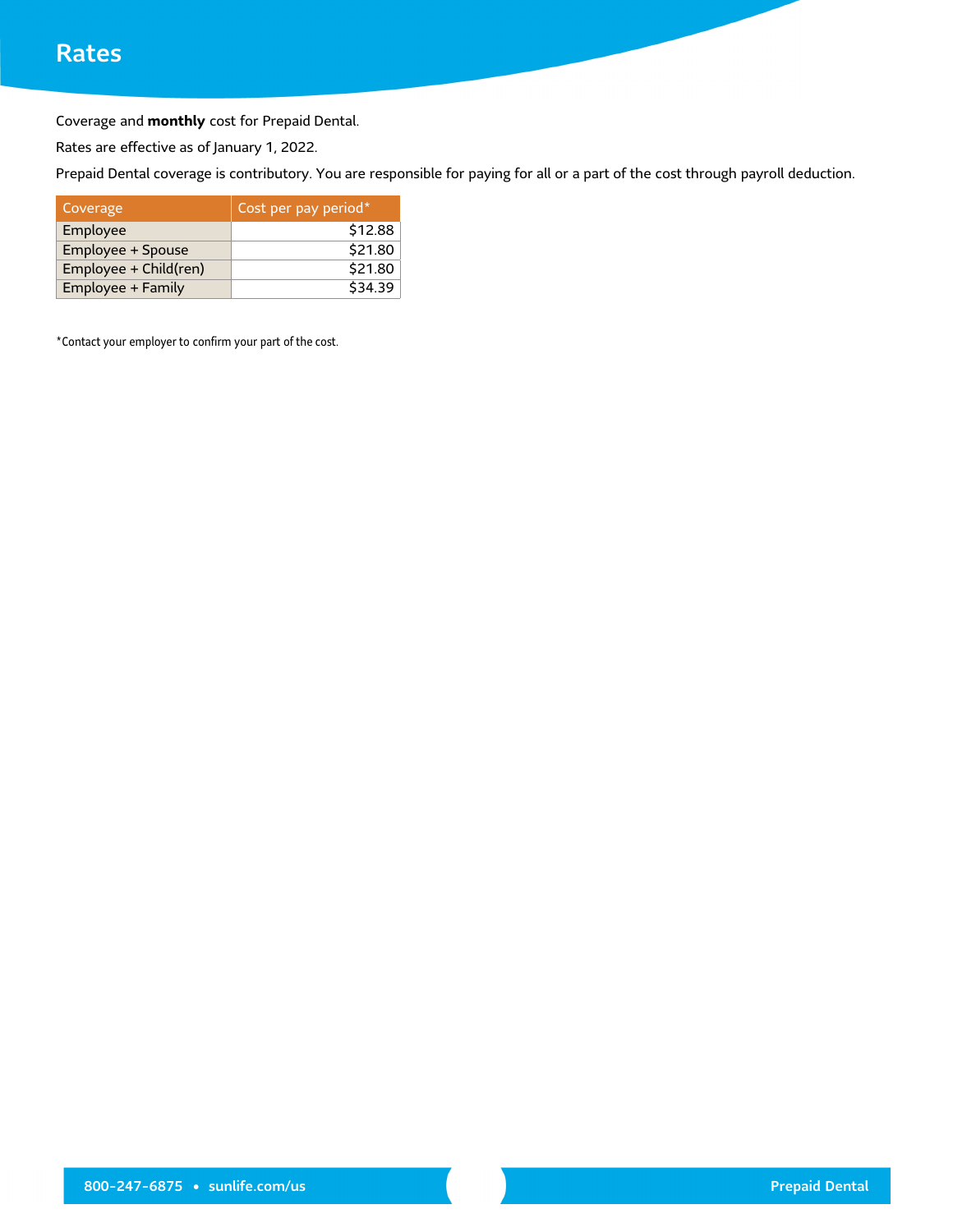# Rates

Coverage and **monthly** cost for Prepaid Dental.

Rates are effective as of January 1, 2022.

Prepaid Dental coverage is contributory. You are responsible for paying for all or a part of the cost through payroll deduction.

| Coverage | Cost per pay period* |
| --- | ---: |
| Employee | $12.88 |
| Employee + Spouse | $21.80 |
| Employee + Child(ren) | $21.80 |
| Employee + Family | $34.39 |

*Contact your employer to confirm your part of the cost.